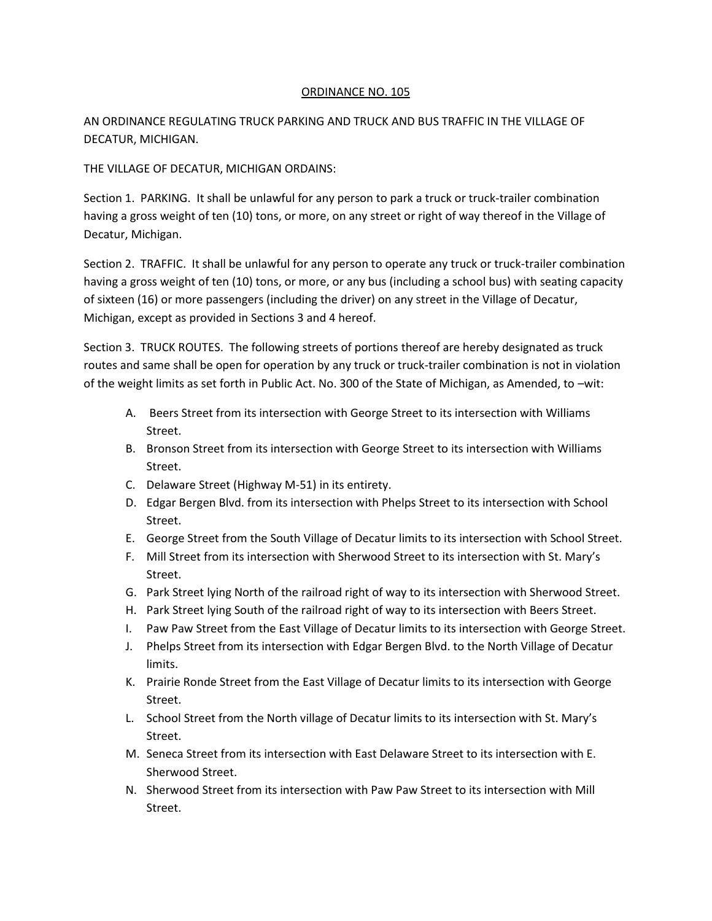# ORDINANCE NO. 105

AN ORDINANCE REGULATING TRUCK PARKING AND TRUCK AND BUS TRAFFIC IN THE VILLAGE OF DECATUR, MICHIGAN.

THE VILLAGE OF DECATUR, MICHIGAN ORDAINS:

Section 1. PARKING. It shall be unlawful for any person to park a truck or truck-trailer combination having a gross weight of ten (10) tons, or more, on any street or right of way thereof in the Village of Decatur, Michigan.

Section 2. TRAFFIC. It shall be unlawful for any person to operate any truck or truck-trailer combination having a gross weight of ten (10) tons, or more, or any bus (including a school bus) with seating capacity of sixteen (16) or more passengers (including the driver) on any street in the Village of Decatur, Michigan, except as provided in Sections 3 and 4 hereof.

Section 3. TRUCK ROUTES. The following streets of portions thereof are hereby designated as truck routes and same shall be open for operation by any truck or truck-trailer combination is not in violation of the weight limits as set forth in Public Act. No. 300 of the State of Michigan, as Amended, to –wit:

A. Beers Street from its intersection with George Street to its intersection with Williams Street.
B. Bronson Street from its intersection with George Street to its intersection with Williams Street.
C. Delaware Street (Highway M-51) in its entirety.
D. Edgar Bergen Blvd. from its intersection with Phelps Street to its intersection with School Street.
E. George Street from the South Village of Decatur limits to its intersection with School Street.
F. Mill Street from its intersection with Sherwood Street to its intersection with St. Mary's Street.
G. Park Street lying North of the railroad right of way to its intersection with Sherwood Street.
H. Park Street lying South of the railroad right of way to its intersection with Beers Street.
I. Paw Paw Street from the East Village of Decatur limits to its intersection with George Street.
J. Phelps Street from its intersection with Edgar Bergen Blvd. to the North Village of Decatur limits.
K. Prairie Ronde Street from the East Village of Decatur limits to its intersection with George Street.
L. School Street from the North village of Decatur limits to its intersection with St. Mary's Street.
M. Seneca Street from its intersection with East Delaware Street to its intersection with E. Sherwood Street.
N. Sherwood Street from its intersection with Paw Paw Street to its intersection with Mill Street.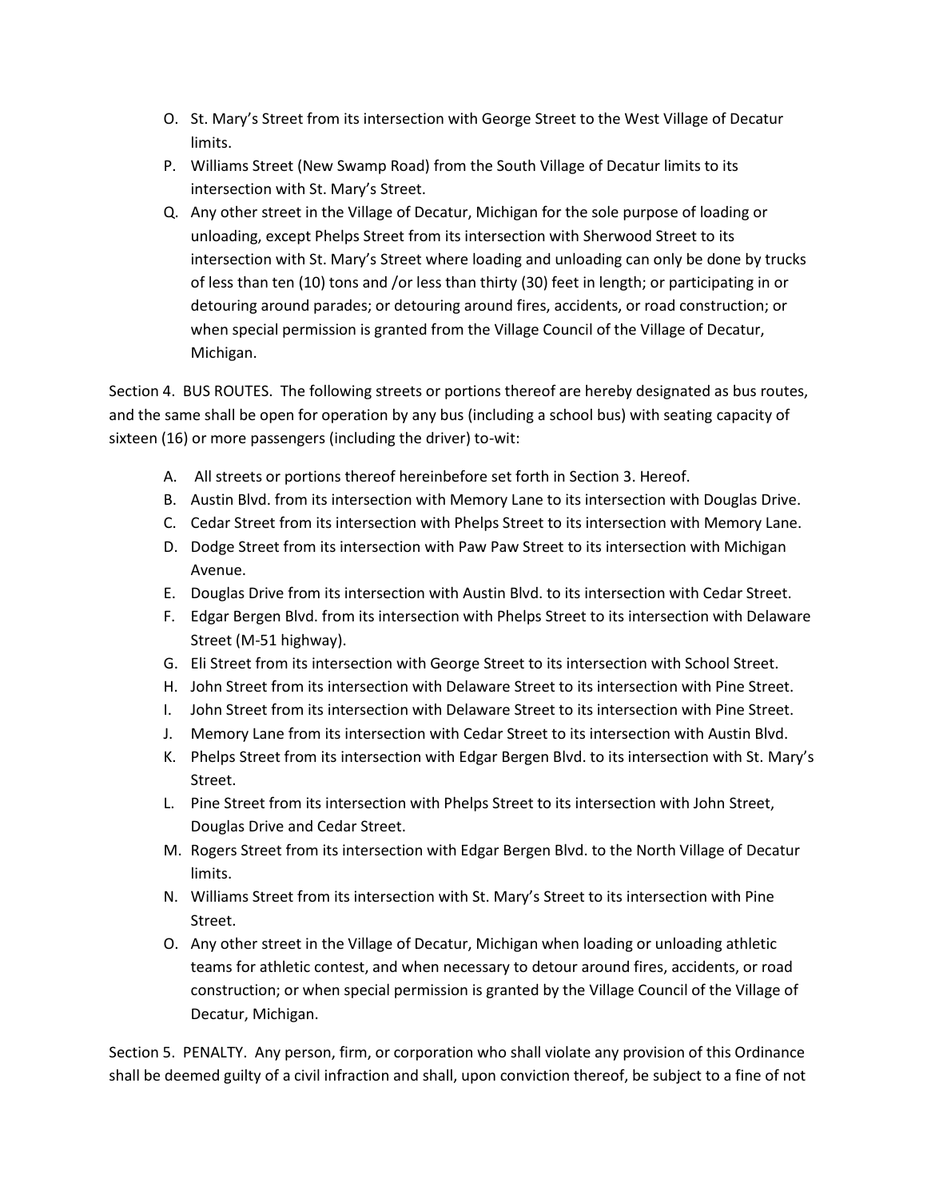O. St. Mary's Street from its intersection with George Street to the West Village of Decatur limits.

P. Williams Street (New Swamp Road) from the South Village of Decatur limits to its intersection with St. Mary's Street.

Q. Any other street in the Village of Decatur, Michigan for the sole purpose of loading or unloading, except Phelps Street from its intersection with Sherwood Street to its intersection with St. Mary's Street where loading and unloading can only be done by trucks of less than ten (10) tons and /or less than thirty (30) feet in length; or participating in or detouring around parades; or detouring around fires, accidents, or road construction; or when special permission is granted from the Village Council of the Village of Decatur, Michigan.

Section 4. BUS ROUTES. The following streets or portions thereof are hereby designated as bus routes, and the same shall be open for operation by any bus (including a school bus) with seating capacity of sixteen (16) or more passengers (including the driver) to-wit:

A. All streets or portions thereof hereinbefore set forth in Section 3. Hereof.

B. Austin Blvd. from its intersection with Memory Lane to its intersection with Douglas Drive.

C. Cedar Street from its intersection with Phelps Street to its intersection with Memory Lane.

D. Dodge Street from its intersection with Paw Paw Street to its intersection with Michigan Avenue.

E. Douglas Drive from its intersection with Austin Blvd. to its intersection with Cedar Street.

F. Edgar Bergen Blvd. from its intersection with Phelps Street to its intersection with Delaware Street (M-51 highway).

G. Eli Street from its intersection with George Street to its intersection with School Street.

H. John Street from its intersection with Delaware Street to its intersection with Pine Street.

I. John Street from its intersection with Delaware Street to its intersection with Pine Street.

J. Memory Lane from its intersection with Cedar Street to its intersection with Austin Blvd.

K. Phelps Street from its intersection with Edgar Bergen Blvd. to its intersection with St. Mary's Street.

L. Pine Street from its intersection with Phelps Street to its intersection with John Street, Douglas Drive and Cedar Street.

M. Rogers Street from its intersection with Edgar Bergen Blvd. to the North Village of Decatur limits.

N. Williams Street from its intersection with St. Mary's Street to its intersection with Pine Street.

O. Any other street in the Village of Decatur, Michigan when loading or unloading athletic teams for athletic contest, and when necessary to detour around fires, accidents, or road construction; or when special permission is granted by the Village Council of the Village of Decatur, Michigan.

Section 5. PENALTY. Any person, firm, or corporation who shall violate any provision of this Ordinance shall be deemed guilty of a civil infraction and shall, upon conviction thereof, be subject to a fine of not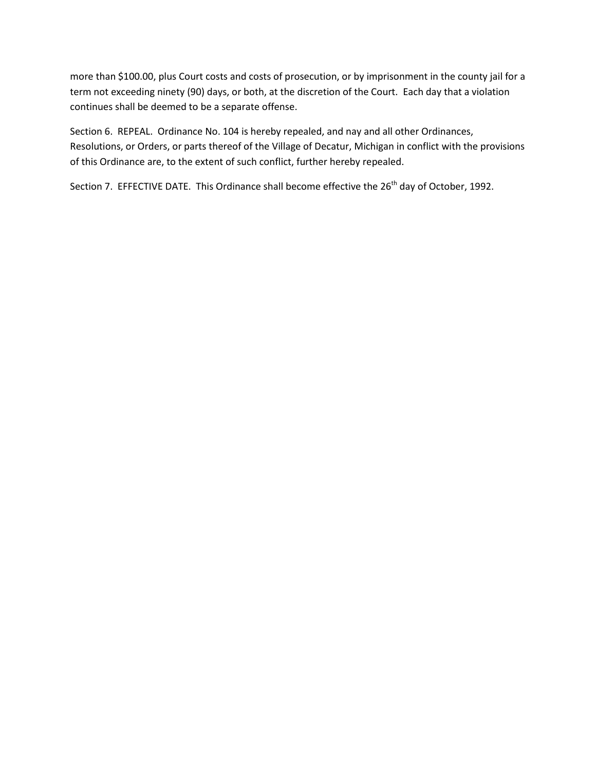more than $100.00, plus Court costs and costs of prosecution, or by imprisonment in the county jail for a term not exceeding ninety (90) days, or both, at the discretion of the Court. Each day that a violation continues shall be deemed to be a separate offense.

Section 6. REPEAL. Ordinance No. 104 is hereby repealed, and nay and all other Ordinances, Resolutions, or Orders, or parts thereof of the Village of Decatur, Michigan in conflict with the provisions of this Ordinance are, to the extent of such conflict, further hereby repealed.

Section 7. EFFECTIVE DATE. This Ordinance shall become effective the 26th day of October, 1992.